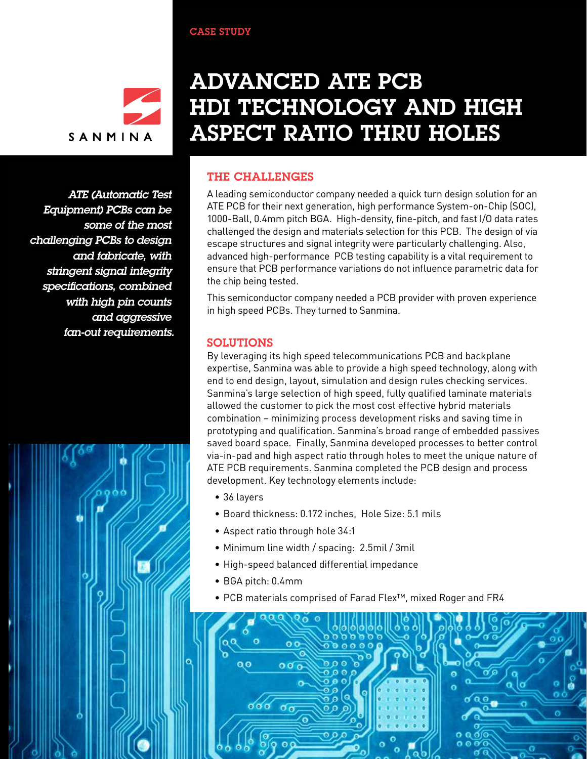CASE STUDY

# ADVANCED ATE PCB HDI TECHNOLOGY AND HIGH ASPECT RATIO THRU HOLES

SANMINA

*ATE (Automatic Test Equipment) PCBs can be some of the most challenging PCBs to design and fabricate, with stringent signal integrity specifications, combined with high pin counts and aggressive fan-out requirements.*

## THE CHALLENGES

A leading semiconductor company needed a quick turn design solution for an ATE PCB for their next generation, high performance System-on-Chip (SOC), 1000-Ball, 0.4mm pitch BGA. High-density, fine-pitch, and fast I/O data rates challenged the design and materials selection for this PCB. The design of via escape structures and signal integrity were particularly challenging. Also, advanced high-performance PCB testing capability is a vital requirement to ensure that PCB performance variations do not influence parametric data for the chip being tested.

This semiconductor company needed a PCB provider with proven experience in high speed PCBs. They turned to Sanmina.

## SOLUTIONS

By leveraging its high speed telecommunications PCB and backplane expertise, Sanmina was able to provide a high speed technology, along with end to end design, layout, simulation and design rules checking services. Sanmina's large selection of high speed, fully qualified laminate materials allowed the customer to pick the most cost effective hybrid materials combination – minimizing process development risks and saving time in prototyping and qualification. Sanmina's broad range of embedded passives saved board space. Finally, Sanmina developed processes to better control via-in-pad and high aspect ratio through holes to meet the unique nature of ATE PCB requirements. Sanmina completed the PCB design and process development. Key technology elements include:

- 36 layers
- Board thickness: 0.172 inches, Hole Size: 5.1 mils
- Aspect ratio through hole 34:1
- Minimum line width / spacing: 2.5mil / 3mil
- High-speed balanced differential impedance
- BGA pitch: 0.4mm
- PCB materials comprised of Farad Flex™, mixed Roger and FR4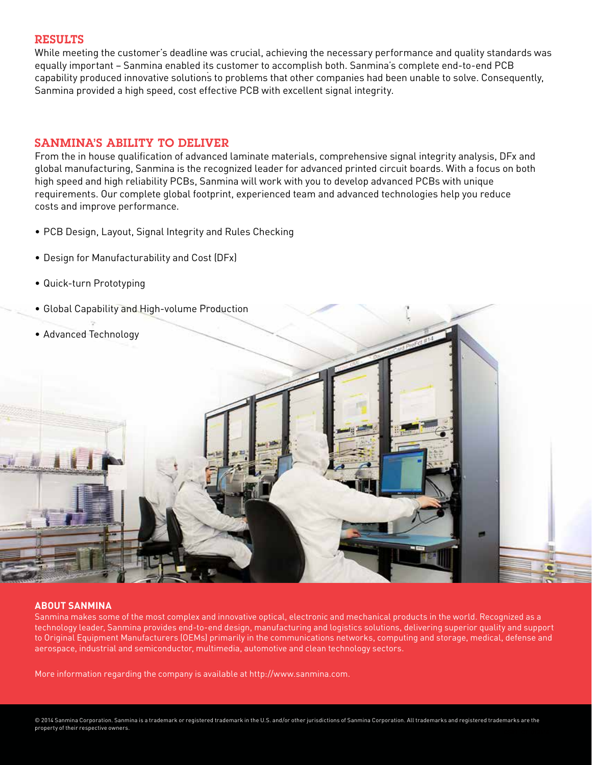## RESULTS

While meeting the customer's deadline was crucial, achieving the necessary performance and quality standards was equally important – Sanmina enabled its customer to accomplish both. Sanmina's complete end-to-end PCB capability produced innovative solutions to problems that other companies had been unable to solve. Consequently, Sanmina provided a high speed, cost effective PCB with excellent signal integrity.

## SANMINA'S ABILITY TO DELIVER

From the in house qualification of advanced laminate materials, comprehensive signal integrity analysis, DFx and global manufacturing, Sanmina is the recognized leader for advanced printed circuit boards. With a focus on both high speed and high reliability PCBs, Sanmina will work with you to develop advanced PCBs with unique requirements. Our complete global footprint, experienced team and advanced technologies help you reduce costs and improve performance.

- PCB Design, Layout, Signal Integrity and Rules Checking
- Design for Manufacturability and Cost (DFx)
- Quick-turn Prototyping
- Global Capability and High-volume Production
- Advanced Technology

### ABOUT SANMINA

Sanmina makes some of the most complex and innovative optical, electronic and mechanical products in the world. Recognized as a technology leader, Sanmina provides end-to-end design, manufacturing and logistics solutions, delivering superior quality and support to Original Equipment Manufacturers (OEMs) primarily in the communications networks, computing and storage, medical, defense and aerospace, industrial and semiconductor, multimedia, automotive and clean technology sectors.

More information regarding the company is available at http://www.sanmina.com.

© 2014 Sanmina Corporation. Sanmina is a trademark or registered trademark in the U.S. and/or other jurisdictions of Sanmina Corporation. All trademarks and registered trademarks are the property of their respective owners.